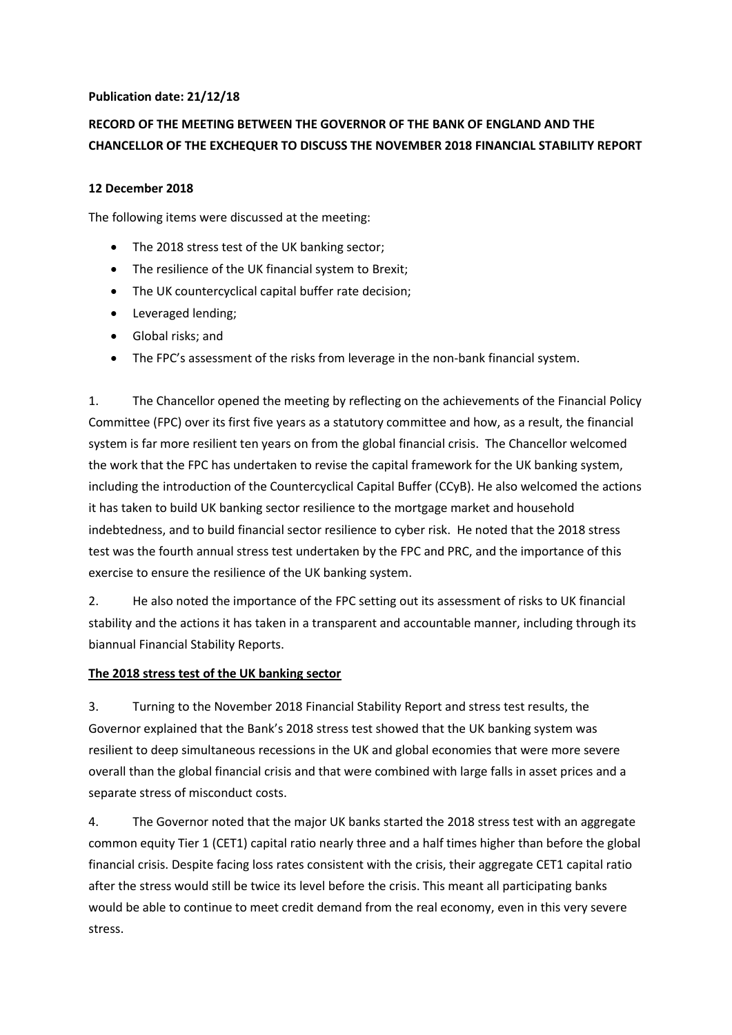**Publication date: 21/12/18**

**RECORD OF THE MEETING BETWEEN THE GOVERNOR OF THE BANK OF ENGLAND AND THE CHANCELLOR OF THE EXCHEQUER TO DISCUSS THE NOVEMBER 2018 FINANCIAL STABILITY REPORT**

**12 December 2018**

The following items were discussed at the meeting:

- The 2018 stress test of the UK banking sector;
- The resilience of the UK financial system to Brexit;
- The UK countercyclical capital buffer rate decision;
- Leveraged lending;
- Global risks; and
- The FPC's assessment of the risks from leverage in the non-bank financial system.

1. The Chancellor opened the meeting by reflecting on the achievements of the Financial Policy Committee (FPC) over its first five years as a statutory committee and how, as a result, the financial system is far more resilient ten years on from the global financial crisis. The Chancellor welcomed the work that the FPC has undertaken to revise the capital framework for the UK banking system, including the introduction of the Countercyclical Capital Buffer (CCyB). He also welcomed the actions it has taken to build UK banking sector resilience to the mortgage market and household indebtedness, and to build financial sector resilience to cyber risk. He noted that the 2018 stress test was the fourth annual stress test undertaken by the FPC and PRC, and the importance of this exercise to ensure the resilience of the UK banking system.

2. He also noted the importance of the FPC setting out its assessment of risks to UK financial stability and the actions it has taken in a transparent and accountable manner, including through its biannual Financial Stability Reports.

**The 2018 stress test of the UK banking sector**

3. Turning to the November 2018 Financial Stability Report and stress test results, the Governor explained that the Bank's 2018 stress test showed that the UK banking system was resilient to deep simultaneous recessions in the UK and global economies that were more severe overall than the global financial crisis and that were combined with large falls in asset prices and a separate stress of misconduct costs.

4. The Governor noted that the major UK banks started the 2018 stress test with an aggregate common equity Tier 1 (CET1) capital ratio nearly three and a half times higher than before the global financial crisis. Despite facing loss rates consistent with the crisis, their aggregate CET1 capital ratio after the stress would still be twice its level before the crisis. This meant all participating banks would be able to continue to meet credit demand from the real economy, even in this very severe stress.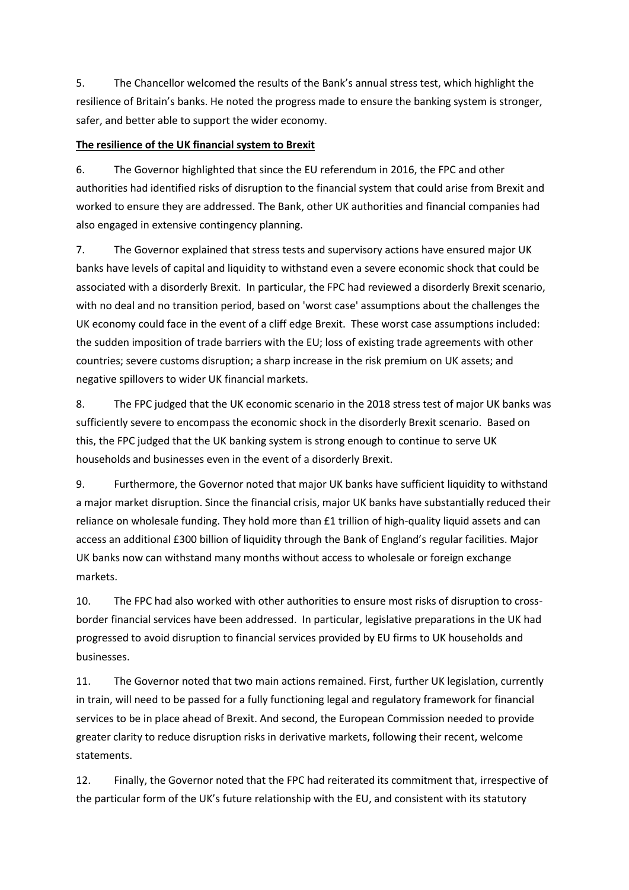5. The Chancellor welcomed the results of the Bank's annual stress test, which highlight the resilience of Britain's banks. He noted the progress made to ensure the banking system is stronger, safer, and better able to support the wider economy.

**The resilience of the UK financial system to Brexit**

6. The Governor highlighted that since the EU referendum in 2016, the FPC and other authorities had identified risks of disruption to the financial system that could arise from Brexit and worked to ensure they are addressed. The Bank, other UK authorities and financial companies had also engaged in extensive contingency planning.

7. The Governor explained that stress tests and supervisory actions have ensured major UK banks have levels of capital and liquidity to withstand even a severe economic shock that could be associated with a disorderly Brexit. In particular, the FPC had reviewed a disorderly Brexit scenario, with no deal and no transition period, based on 'worst case' assumptions about the challenges the UK economy could face in the event of a cliff edge Brexit. These worst case assumptions included: the sudden imposition of trade barriers with the EU; loss of existing trade agreements with other countries; severe customs disruption; a sharp increase in the risk premium on UK assets; and negative spillovers to wider UK financial markets.

8. The FPC judged that the UK economic scenario in the 2018 stress test of major UK banks was sufficiently severe to encompass the economic shock in the disorderly Brexit scenario. Based on this, the FPC judged that the UK banking system is strong enough to continue to serve UK households and businesses even in the event of a disorderly Brexit.

9. Furthermore, the Governor noted that major UK banks have sufficient liquidity to withstand a major market disruption. Since the financial crisis, major UK banks have substantially reduced their reliance on wholesale funding. They hold more than £1 trillion of high-quality liquid assets and can access an additional £300 billion of liquidity through the Bank of England's regular facilities. Major UK banks now can withstand many months without access to wholesale or foreign exchange markets.

10. The FPC had also worked with other authorities to ensure most risks of disruption to cross-border financial services have been addressed. In particular, legislative preparations in the UK had progressed to avoid disruption to financial services provided by EU firms to UK households and businesses.

11. The Governor noted that two main actions remained. First, further UK legislation, currently in train, will need to be passed for a fully functioning legal and regulatory framework for financial services to be in place ahead of Brexit. And second, the European Commission needed to provide greater clarity to reduce disruption risks in derivative markets, following their recent, welcome statements.

12. Finally, the Governor noted that the FPC had reiterated its commitment that, irrespective of the particular form of the UK's future relationship with the EU, and consistent with its statutory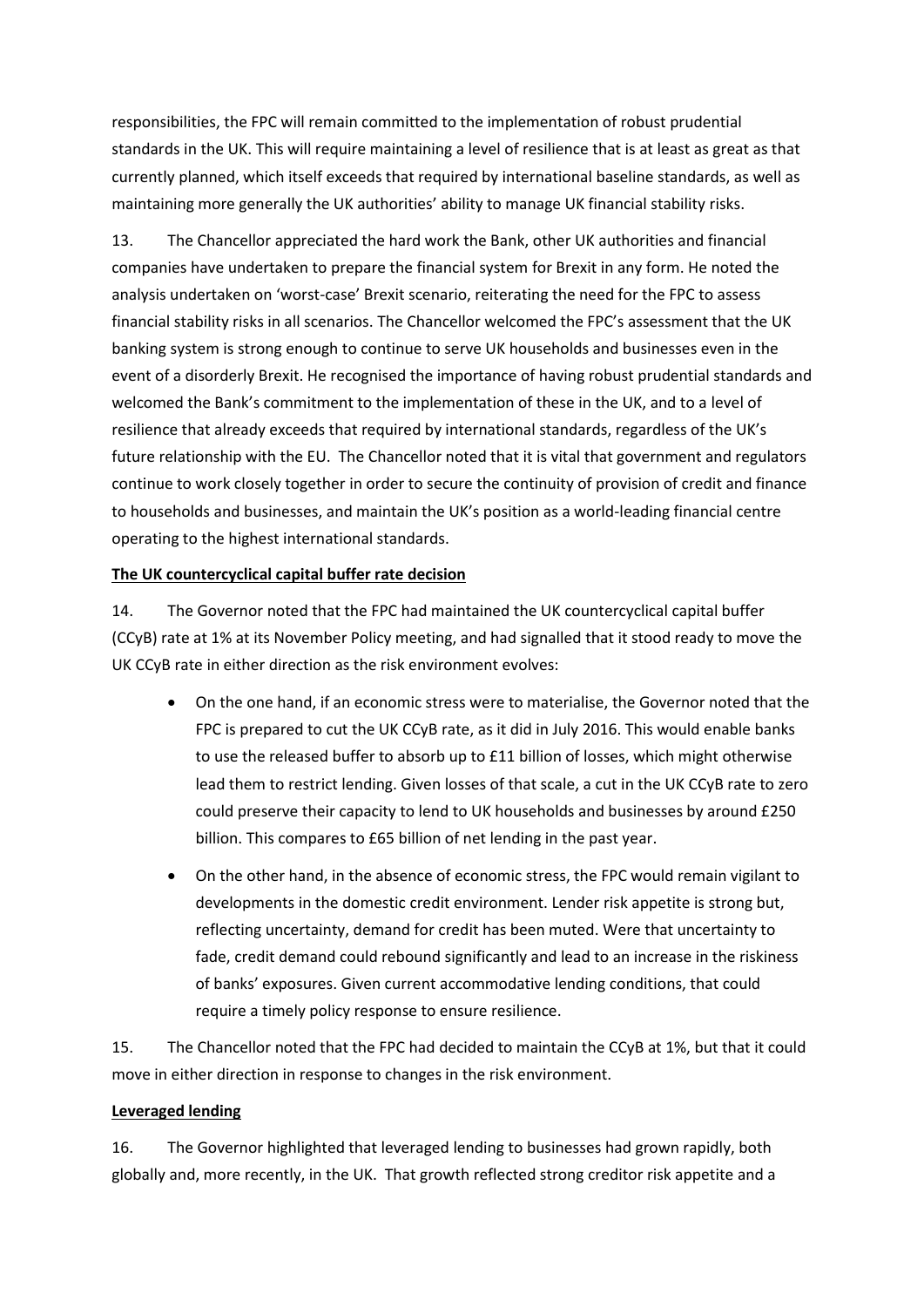responsibilities, the FPC will remain committed to the implementation of robust prudential standards in the UK. This will require maintaining a level of resilience that is at least as great as that currently planned, which itself exceeds that required by international baseline standards, as well as maintaining more generally the UK authorities' ability to manage UK financial stability risks.

13. The Chancellor appreciated the hard work the Bank, other UK authorities and financial companies have undertaken to prepare the financial system for Brexit in any form. He noted the analysis undertaken on 'worst-case' Brexit scenario, reiterating the need for the FPC to assess financial stability risks in all scenarios. The Chancellor welcomed the FPC's assessment that the UK banking system is strong enough to continue to serve UK households and businesses even in the event of a disorderly Brexit. He recognised the importance of having robust prudential standards and welcomed the Bank's commitment to the implementation of these in the UK, and to a level of resilience that already exceeds that required by international standards, regardless of the UK's future relationship with the EU. The Chancellor noted that it is vital that government and regulators continue to work closely together in order to secure the continuity of provision of credit and finance to households and businesses, and maintain the UK's position as a world-leading financial centre operating to the highest international standards.

**The UK countercyclical capital buffer rate decision**

14. The Governor noted that the FPC had maintained the UK countercyclical capital buffer (CCyB) rate at 1% at its November Policy meeting, and had signalled that it stood ready to move the UK CCyB rate in either direction as the risk environment evolves:

- On the one hand, if an economic stress were to materialise, the Governor noted that the FPC is prepared to cut the UK CCyB rate, as it did in July 2016. This would enable banks to use the released buffer to absorb up to £11 billion of losses, which might otherwise lead them to restrict lending. Given losses of that scale, a cut in the UK CCyB rate to zero could preserve their capacity to lend to UK households and businesses by around £250 billion. This compares to £65 billion of net lending in the past year.
- On the other hand, in the absence of economic stress, the FPC would remain vigilant to developments in the domestic credit environment. Lender risk appetite is strong but, reflecting uncertainty, demand for credit has been muted. Were that uncertainty to fade, credit demand could rebound significantly and lead to an increase in the riskiness of banks' exposures. Given current accommodative lending conditions, that could require a timely policy response to ensure resilience.

15. The Chancellor noted that the FPC had decided to maintain the CCyB at 1%, but that it could move in either direction in response to changes in the risk environment.

**Leveraged lending**

16. The Governor highlighted that leveraged lending to businesses had grown rapidly, both globally and, more recently, in the UK. That growth reflected strong creditor risk appetite and a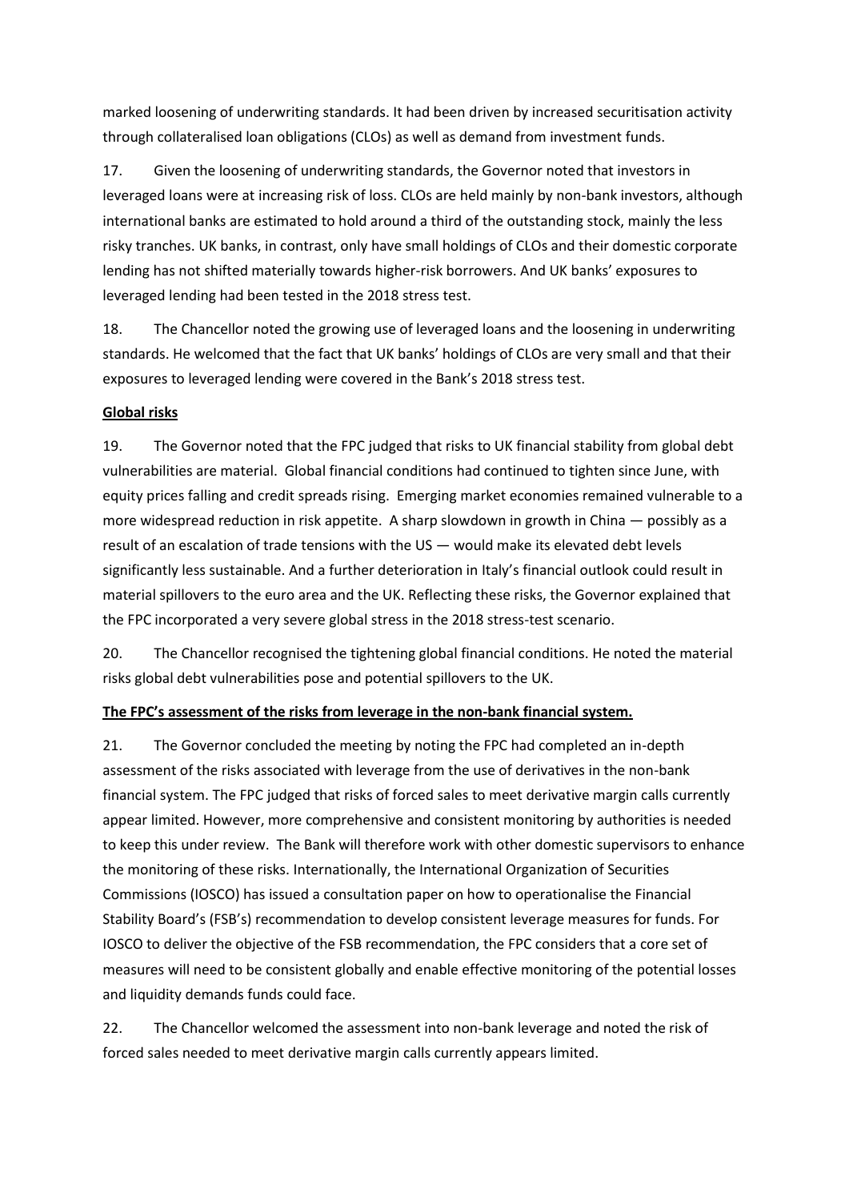marked loosening of underwriting standards. It had been driven by increased securitisation activity through collateralised loan obligations (CLOs) as well as demand from investment funds.

17. Given the loosening of underwriting standards, the Governor noted that investors in leveraged loans were at increasing risk of loss. CLOs are held mainly by non-bank investors, although international banks are estimated to hold around a third of the outstanding stock, mainly the less risky tranches. UK banks, in contrast, only have small holdings of CLOs and their domestic corporate lending has not shifted materially towards higher-risk borrowers. And UK banks' exposures to leveraged lending had been tested in the 2018 stress test.

18. The Chancellor noted the growing use of leveraged loans and the loosening in underwriting standards. He welcomed that the fact that UK banks' holdings of CLOs are very small and that their exposures to leveraged lending were covered in the Bank's 2018 stress test.

**Global risks**

19. The Governor noted that the FPC judged that risks to UK financial stability from global debt vulnerabilities are material. Global financial conditions had continued to tighten since June, with equity prices falling and credit spreads rising. Emerging market economies remained vulnerable to a more widespread reduction in risk appetite. A sharp slowdown in growth in China — possibly as a result of an escalation of trade tensions with the US — would make its elevated debt levels significantly less sustainable. And a further deterioration in Italy's financial outlook could result in material spillovers to the euro area and the UK. Reflecting these risks, the Governor explained that the FPC incorporated a very severe global stress in the 2018 stress-test scenario.

20. The Chancellor recognised the tightening global financial conditions. He noted the material risks global debt vulnerabilities pose and potential spillovers to the UK.

**The FPC's assessment of the risks from leverage in the non-bank financial system.**

21. The Governor concluded the meeting by noting the FPC had completed an in-depth assessment of the risks associated with leverage from the use of derivatives in the non-bank financial system. The FPC judged that risks of forced sales to meet derivative margin calls currently appear limited. However, more comprehensive and consistent monitoring by authorities is needed to keep this under review. The Bank will therefore work with other domestic supervisors to enhance the monitoring of these risks. Internationally, the International Organization of Securities Commissions (IOSCO) has issued a consultation paper on how to operationalise the Financial Stability Board's (FSB's) recommendation to develop consistent leverage measures for funds. For IOSCO to deliver the objective of the FSB recommendation, the FPC considers that a core set of measures will need to be consistent globally and enable effective monitoring of the potential losses and liquidity demands funds could face.

22. The Chancellor welcomed the assessment into non-bank leverage and noted the risk of forced sales needed to meet derivative margin calls currently appears limited.